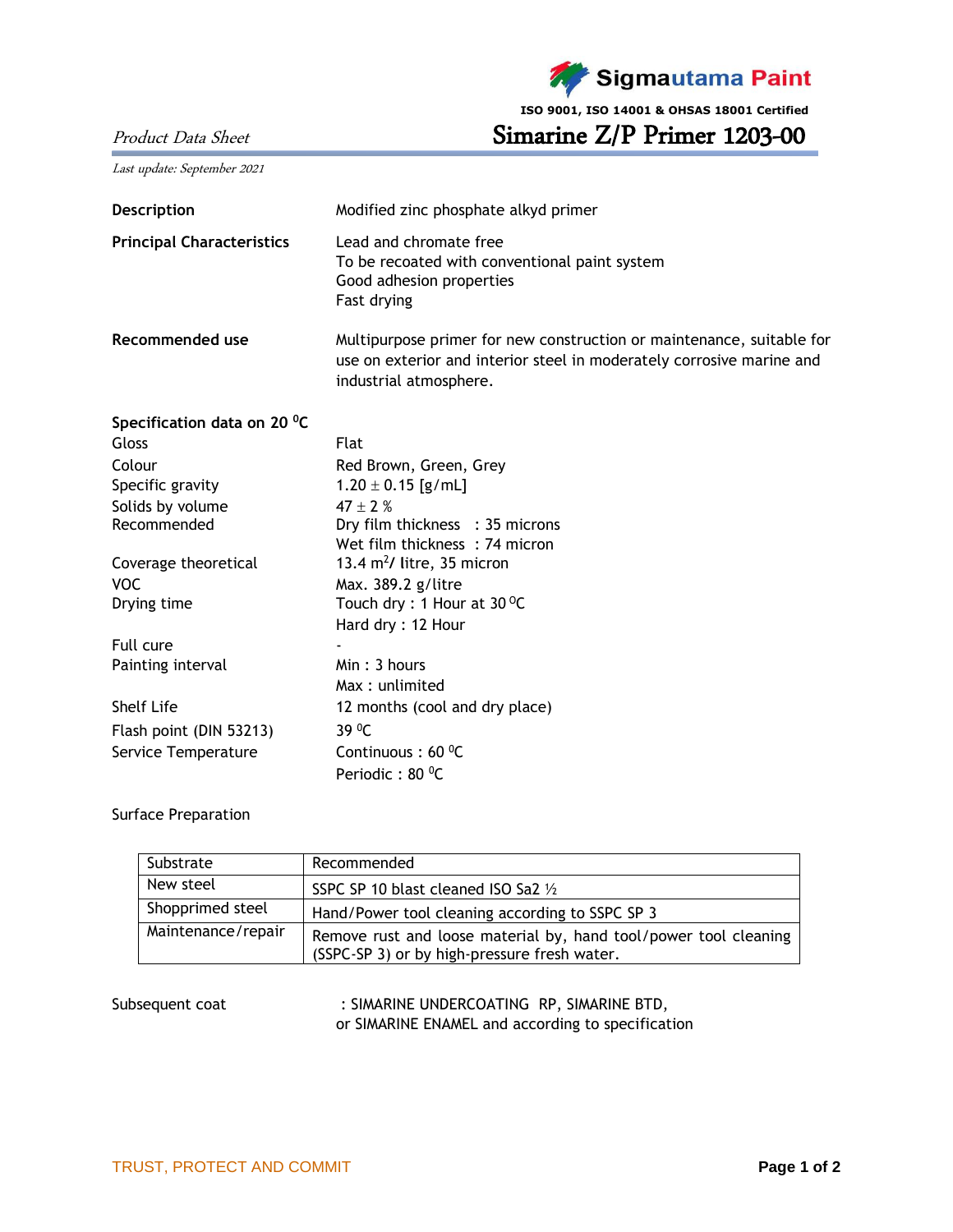Sigmautama Paint

ISO 9001, ISO 14001 & OHSAS 18001 Certified

*Product Data Sheet*

# Simarine Z/P Primer 1203-00

*Last update: September 2021*

**Description** — Modified zinc phosphate alkyd primer

**Principal Characteristics**
- Lead and chromate free
- To be recoated with conventional paint system
- Good adhesion properties
- Fast drying

**Recommended use** — Multipurpose primer for new construction or maintenance, suitable for use on exterior and interior steel in moderately corrosive marine and industrial atmosphere.

**Specification data on 20 $^0$C**

| | |
|---|---|
| Gloss | Flat |
| Colour | Red Brown, Green, Grey |
| Specific gravity | 1.20 ± 0.15 [g/mL] |
| Solids by volume | 47 ± 2 % |
| Recommended | Dry film thickness : 35 microns<br>Wet film thickness : 74 micron |
| Coverage theoretical | 13.4 m$^2$/ litre, 35 micron |
| VOC | Max. 389.2 g/litre |
| Drying time | Touch dry : 1 Hour at 30 $^0$C<br>Hard dry : 12 Hour |
| Full cure | - |
| Painting interval | Min : 3 hours<br>Max : unlimited |
| Shelf Life | 12 months (cool and dry place) |
| Flash point (DIN 53213) | 39 $^0$C |
| Service Temperature | Continuous : 60 $^0$C<br>Periodic : 80 $^0$C |

Surface Preparation

| Substrate | Recommended |
|---|---|
| New steel | SSPC SP 10 blast cleaned ISO Sa2 ½ |
| Shopprimed steel | Hand/Power tool cleaning according to SSPC SP 3 |
| Maintenance/repair | Remove rust and loose material by, hand tool/power tool cleaning (SSPC-SP 3) or by high-pressure fresh water. |

Subsequent coat : SIMARINE UNDERCOATING RP, SIMARINE BTD, or SIMARINE ENAMEL and according to specification

TRUST, PROTECT AND COMMIT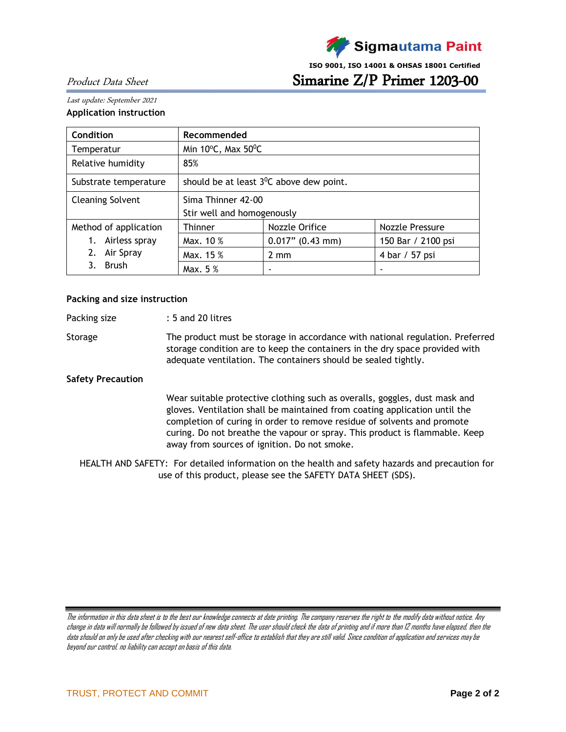*Product Data Sheet* **Simarine Z/P Primer 1203-00**

*Last update: September 2021*

**Application instruction**

| Condition | Recommended | | |
|---|---|---|---|
| Temperatur | Min 10$^0$C, Max 50$^0$C | | |
| Relative humidity | 85% | | |
| Substrate temperature | should be at least 3$^0$C above dew point. | | |
| Cleaning Solvent | Sima Thinner 42-00<br>Stir well and homogenously | | |
| Method of application | Thinner | Nozzle Orifice | Nozzle Pressure |
| 1. Airless spray | Max. 10 % | 0.017" (0.43 mm) | 150 Bar / 2100 psi |
| 2. Air Spray | Max. 15 % | 2 mm | 4 bar / 57 psi |
| 3. Brush | Max. 5 % | - | - |

**Packing and size instruction**

Packing size : 5 and 20 litres

Storage The product must be storage in accordance with national regulation. Preferred storage condition are to keep the containers in the dry space provided with adequate ventilation. The containers should be sealed tightly.

**Safety Precaution**

Wear suitable protective clothing such as overalls, goggles, dust mask and gloves. Ventilation shall be maintained from coating application until the completion of curing in order to remove residue of solvents and promote curing. Do not breathe the vapour or spray. This product is flammable. Keep away from sources of ignition. Do not smoke.

HEALTH AND SAFETY: For detailed information on the health and safety hazards and precaution for use of this product, please see the SAFETY DATA SHEET (SDS).

*The information in this data sheet is to the best our knowledge connects at date printing. The company reserves the right to the modify data without notice. Any change in data will normally be followed by issued of new data sheet. The user should check the data of printing and if more than 12 months have elapsed, then the data should on only be used after checking with our nearest self-office to establish that they are still valid. Since condition of application and services may be beyond our control, no liability can accept on basis of this data.*

TRUST, PROTECT AND COMMIT